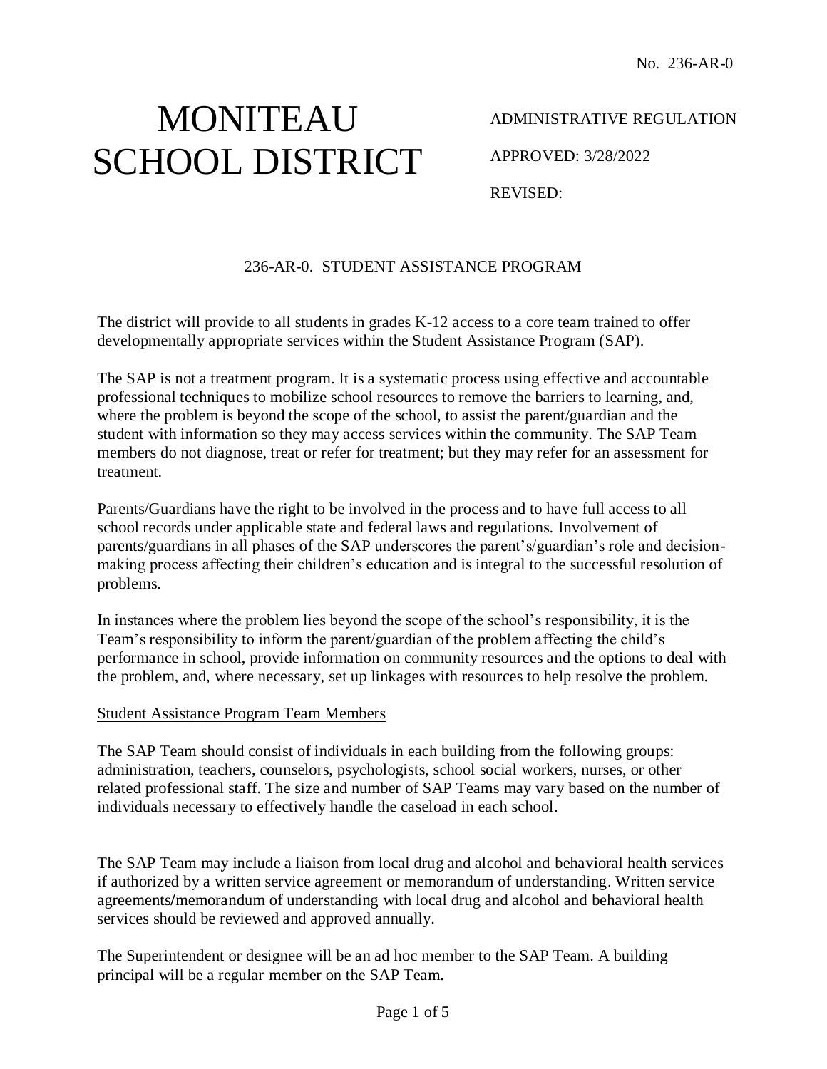No. 236-AR-0

# MONITEAU SCHOOL DISTRICT

ADMINISTRATIVE REGULATION

APPROVED: 3/28/2022

REVISED:

## 236-AR-0. STUDENT ASSISTANCE PROGRAM

The district will provide to all students in grades K-12 access to a core team trained to offer developmentally appropriate services within the Student Assistance Program (SAP).

The SAP is not a treatment program. It is a systematic process using effective and accountable professional techniques to mobilize school resources to remove the barriers to learning, and, where the problem is beyond the scope of the school, to assist the parent/guardian and the student with information so they may access services within the community. The SAP Team members do not diagnose, treat or refer for treatment; but they may refer for an assessment for treatment.

Parents/Guardians have the right to be involved in the process and to have full access to all school records under applicable state and federal laws and regulations. Involvement of parents/guardians in all phases of the SAP underscores the parent's/guardian's role and decision-making process affecting their children's education and is integral to the successful resolution of problems.

In instances where the problem lies beyond the scope of the school's responsibility, it is the Team's responsibility to inform the parent/guardian of the problem affecting the child's performance in school, provide information on community resources and the options to deal with the problem, and, where necessary, set up linkages with resources to help resolve the problem.

<u>Student Assistance Program Team Members</u>

The SAP Team should consist of individuals in each building from the following groups: administration, teachers, counselors, psychologists, school social workers, nurses, or other related professional staff. The size and number of SAP Teams may vary based on the number of individuals necessary to effectively handle the caseload in each school.

The SAP Team may include a liaison from local drug and alcohol and behavioral health services if authorized by a written service agreement or memorandum of understanding. Written service agreements/memorandum of understanding with local drug and alcohol and behavioral health services should be reviewed and approved annually.

The Superintendent or designee will be an ad hoc member to the SAP Team. A building principal will be a regular member on the SAP Team.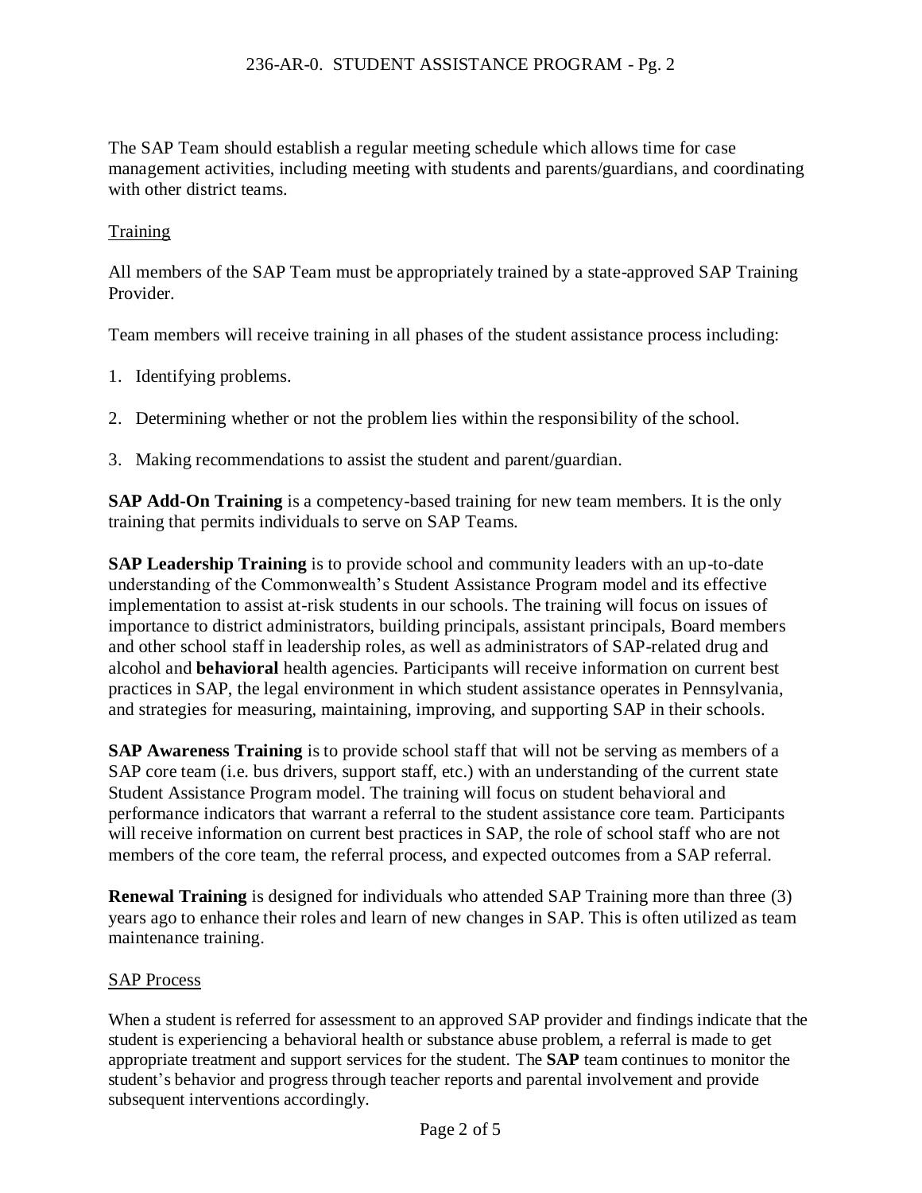The SAP Team should establish a regular meeting schedule which allows time for case management activities, including meeting with students and parents/guardians, and coordinating with other district teams.

Training

All members of the SAP Team must be appropriately trained by a state-approved SAP Training Provider.

Team members will receive training in all phases of the student assistance process including:

1. Identifying problems.

2. Determining whether or not the problem lies within the responsibility of the school.

3. Making recommendations to assist the student and parent/guardian.

**SAP Add-On Training** is a competency-based training for new team members. It is the only training that permits individuals to serve on SAP Teams.

**SAP Leadership Training** is to provide school and community leaders with an up-to-date understanding of the Commonwealth's Student Assistance Program model and its effective implementation to assist at-risk students in our schools. The training will focus on issues of importance to district administrators, building principals, assistant principals, Board members and other school staff in leadership roles, as well as administrators of SAP-related drug and alcohol and **behavioral** health agencies. Participants will receive information on current best practices in SAP, the legal environment in which student assistance operates in Pennsylvania, and strategies for measuring, maintaining, improving, and supporting SAP in their schools.

**SAP Awareness Training** is to provide school staff that will not be serving as members of a SAP core team (i.e. bus drivers, support staff, etc.) with an understanding of the current state Student Assistance Program model. The training will focus on student behavioral and performance indicators that warrant a referral to the student assistance core team. Participants will receive information on current best practices in SAP, the role of school staff who are not members of the core team, the referral process, and expected outcomes from a SAP referral.

**Renewal Training** is designed for individuals who attended SAP Training more than three (3) years ago to enhance their roles and learn of new changes in SAP. This is often utilized as team maintenance training.

SAP Process

When a student is referred for assessment to an approved SAP provider and findings indicate that the student is experiencing a behavioral health or substance abuse problem, a referral is made to get appropriate treatment and support services for the student. The **SAP** team continues to monitor the student's behavior and progress through teacher reports and parental involvement and provide subsequent interventions accordingly.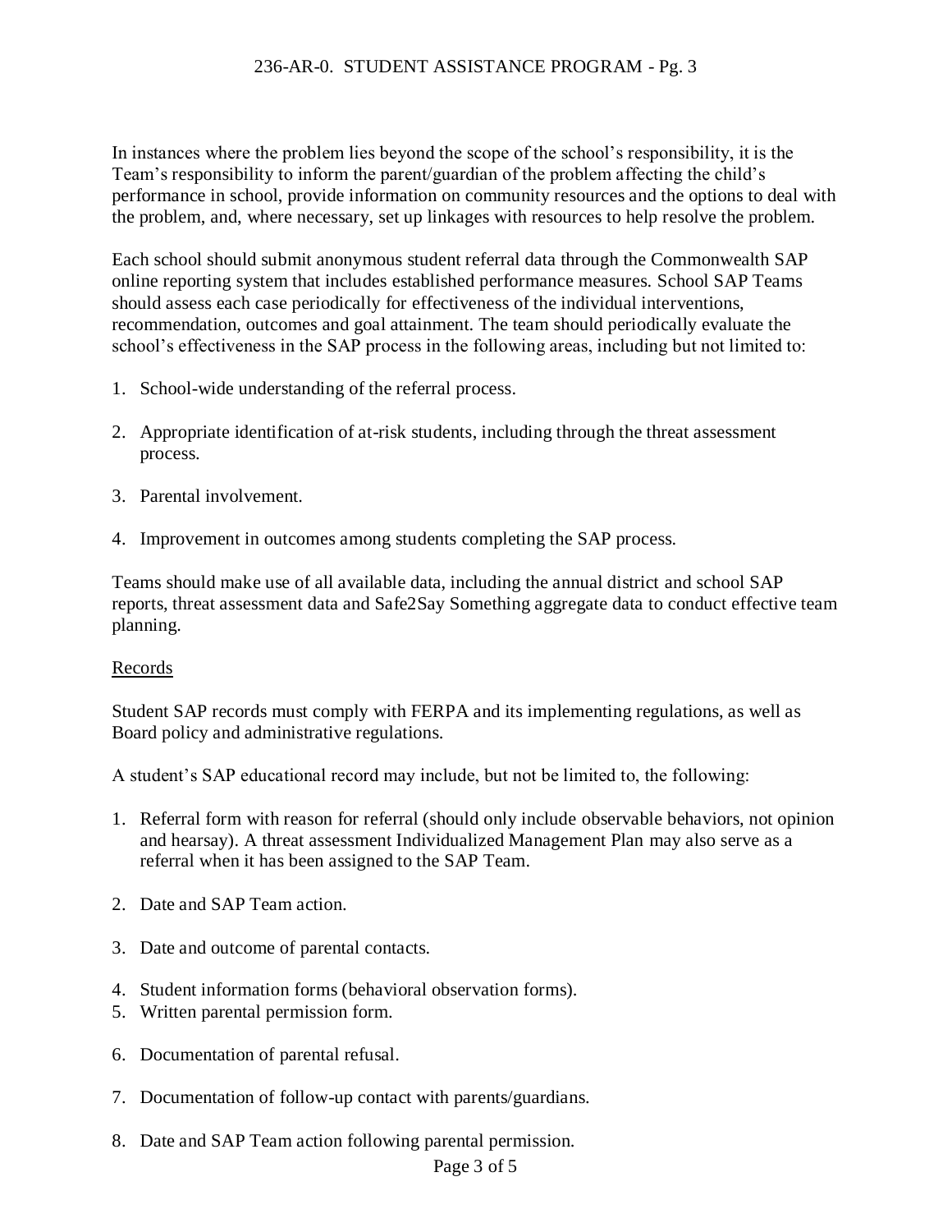In instances where the problem lies beyond the scope of the school's responsibility, it is the Team's responsibility to inform the parent/guardian of the problem affecting the child's performance in school, provide information on community resources and the options to deal with the problem, and, where necessary, set up linkages with resources to help resolve the problem.

Each school should submit anonymous student referral data through the Commonwealth SAP online reporting system that includes established performance measures. School SAP Teams should assess each case periodically for effectiveness of the individual interventions, recommendation, outcomes and goal attainment. The team should periodically evaluate the school's effectiveness in the SAP process in the following areas, including but not limited to:

1. School-wide understanding of the referral process.

2. Appropriate identification of at-risk students, including through the threat assessment process.

3. Parental involvement.

4. Improvement in outcomes among students completing the SAP process.

Teams should make use of all available data, including the annual district and school SAP reports, threat assessment data and Safe2Say Something aggregate data to conduct effective team planning.

<u>Records</u>

Student SAP records must comply with FERPA and its implementing regulations, as well as Board policy and administrative regulations.

A student's SAP educational record may include, but not be limited to, the following:

1. Referral form with reason for referral (should only include observable behaviors, not opinion and hearsay). A threat assessment Individualized Management Plan may also serve as a referral when it has been assigned to the SAP Team.

2. Date and SAP Team action.

3. Date and outcome of parental contacts.

4. Student information forms (behavioral observation forms).
5. Written parental permission form.

6. Documentation of parental refusal.

7. Documentation of follow-up contact with parents/guardians.

8. Date and SAP Team action following parental permission.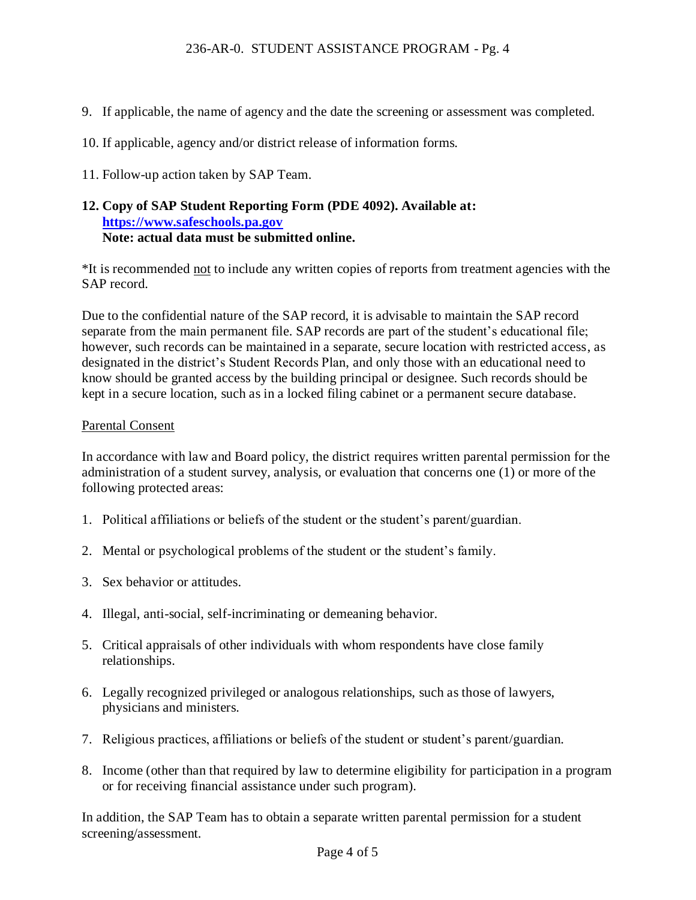9. If applicable, the name of agency and the date the screening or assessment was completed.

10. If applicable, agency and/or district release of information forms.

11. Follow-up action taken by SAP Team.

**12. Copy of SAP Student Reporting Form (PDE 4092). Available at:**
**[https://www.safeschools.pa.gov](https://www.safeschools.pa.gov)**
**Note: actual data must be submitted online.**

*It is recommended <u>not</u> to include any written copies of reports from treatment agencies with the SAP record.

Due to the confidential nature of the SAP record, it is advisable to maintain the SAP record separate from the main permanent file. SAP records are part of the student's educational file; however, such records can be maintained in a separate, secure location with restricted access, as designated in the district's Student Records Plan, and only those with an educational need to know should be granted access by the building principal or designee. Such records should be kept in a secure location, such as in a locked filing cabinet or a permanent secure database.

<u>Parental Consent</u>

In accordance with law and Board policy, the district requires written parental permission for the administration of a student survey, analysis, or evaluation that concerns one (1) or more of the following protected areas:

1. Political affiliations or beliefs of the student or the student's parent/guardian.

2. Mental or psychological problems of the student or the student's family.

3. Sex behavior or attitudes.

4. Illegal, anti-social, self-incriminating or demeaning behavior.

5. Critical appraisals of other individuals with whom respondents have close family relationships.

6. Legally recognized privileged or analogous relationships, such as those of lawyers, physicians and ministers.

7. Religious practices, affiliations or beliefs of the student or student's parent/guardian.

8. Income (other than that required by law to determine eligibility for participation in a program or for receiving financial assistance under such program).

In addition, the SAP Team has to obtain a separate written parental permission for a student screening/assessment.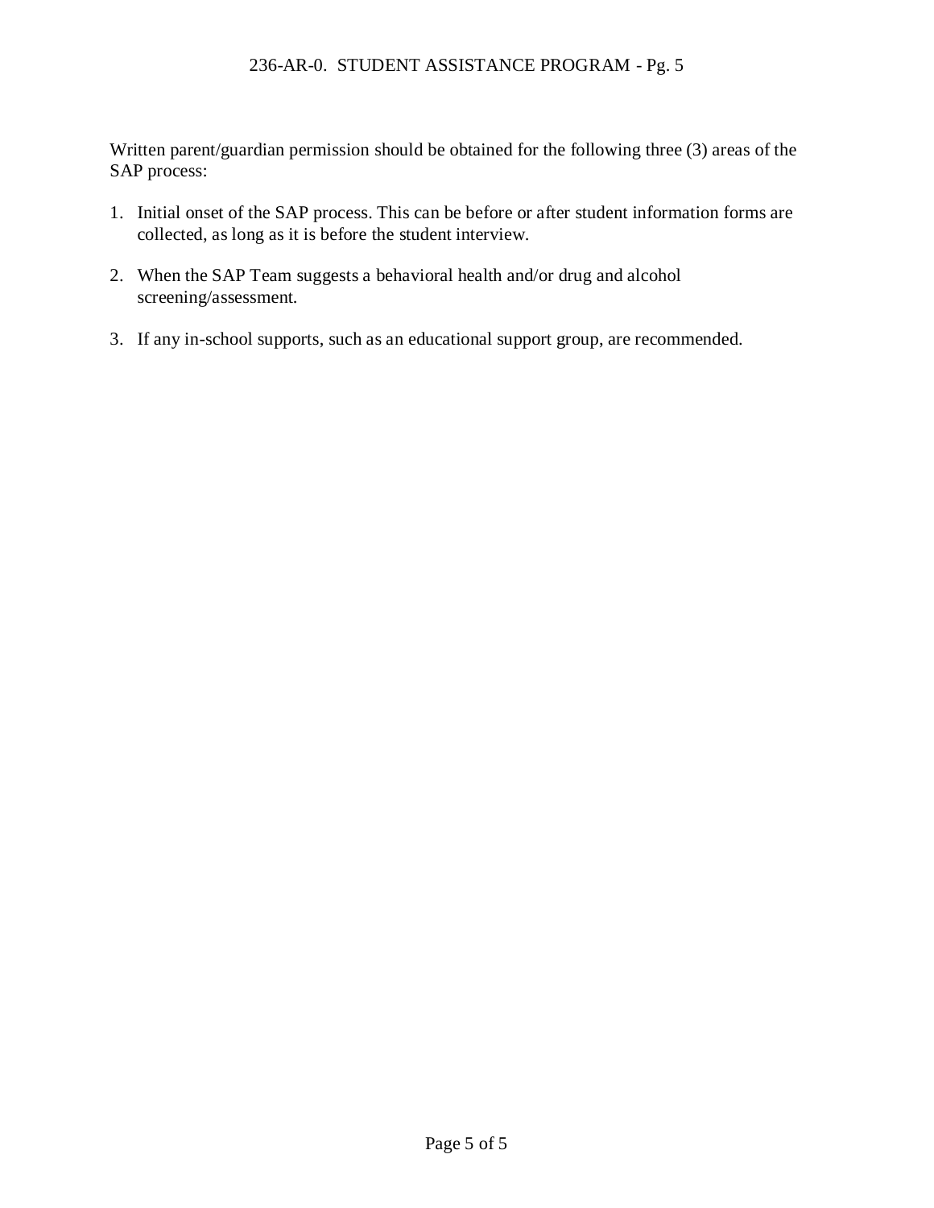Written parent/guardian permission should be obtained for the following three (3) areas of the SAP process:

1. Initial onset of the SAP process. This can be before or after student information forms are collected, as long as it is before the student interview.

2. When the SAP Team suggests a behavioral health and/or drug and alcohol screening/assessment.

3. If any in-school supports, such as an educational support group, are recommended.